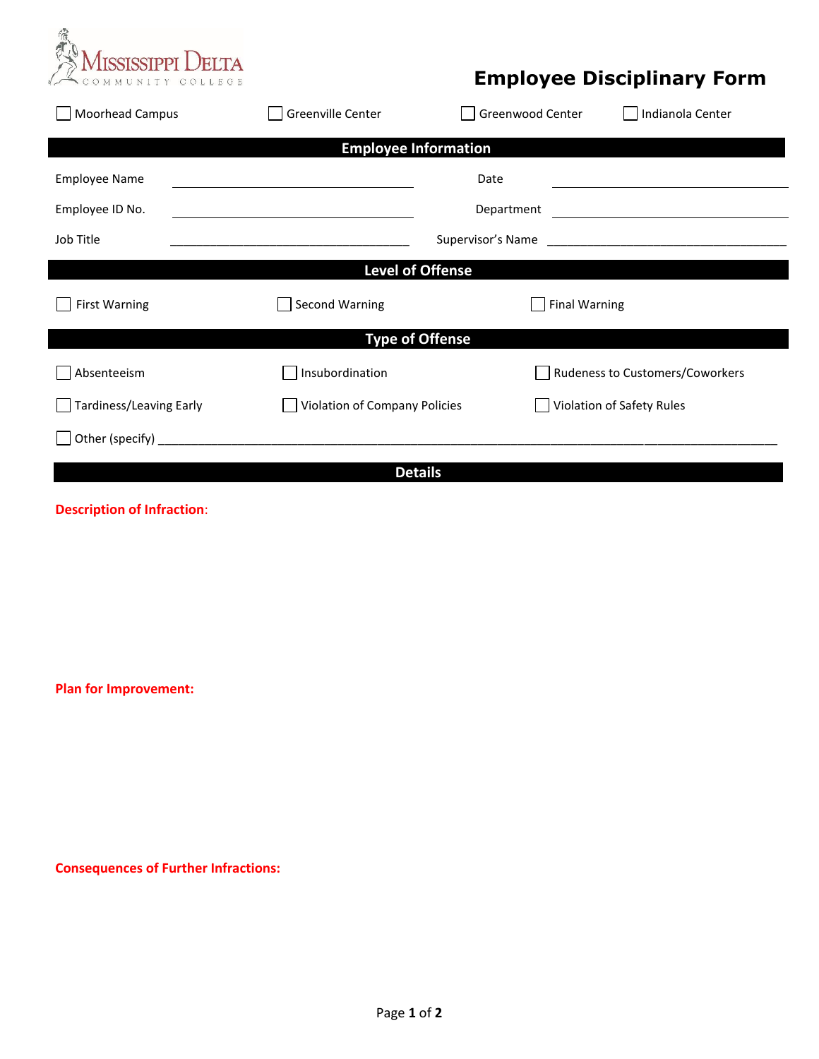Mississippi Delta Community College

# Employee Disciplinary Form

☐ Moorhead Campus ☐ Greenville Center ☐ Greenwood Center ☐ Indianola Center

## Employee Information

| | | | |
|---|---|---|---|
| Employee Name | ____________________ | Date | ____________________ |
| Employee ID No. | ____________________ | Department | ____________________ |
| Job Title | ____________________ | Supervisor's Name | ____________________ |

## Level of Offense

☐ First Warning ☐ Second Warning ☐ Final Warning

## Type of Offense

☐ Absenteeism ☐ Insubordination ☐ Rudeness to Customers/Coworkers

☐ Tardiness/Leaving Early ☐ Violation of Company Policies ☐ Violation of Safety Rules

☐ Other (specify) ______________________________________________________________

## Details

**Description of Infraction**:

**Plan for Improvement:**

**Consequences of Further Infractions:**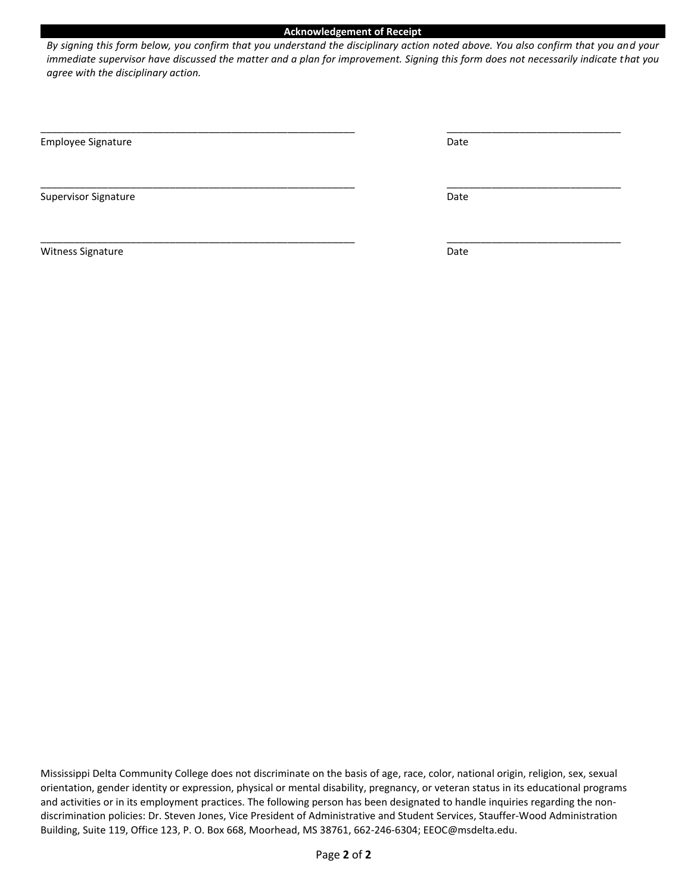## Acknowledgement of Receipt

*By signing this form below, you confirm that you understand the disciplinary action noted above. You also confirm that you and your immediate supervisor have discussed the matter and a plan for improvement. Signing this form does not necessarily indicate that you agree with the disciplinary action.*

| | |
|---|---|
| ____________________________________________________ | ______________________________ |
| Employee Signature | Date |
| ____________________________________________________ | ______________________________ |
| Supervisor Signature | Date |
| ____________________________________________________ | ______________________________ |
| Witness Signature | Date |

Mississippi Delta Community College does not discriminate on the basis of age, race, color, national origin, religion, sex, sexual orientation, gender identity or expression, physical or mental disability, pregnancy, or veteran status in its educational programs and activities or in its employment practices. The following person has been designated to handle inquiries regarding the non-discrimination policies: Dr. Steven Jones, Vice President of Administrative and Student Services, Stauffer-Wood Administration Building, Suite 119, Office 123, P. O. Box 668, Moorhead, MS 38761, 662-246-6304; EEOC@msdelta.edu.